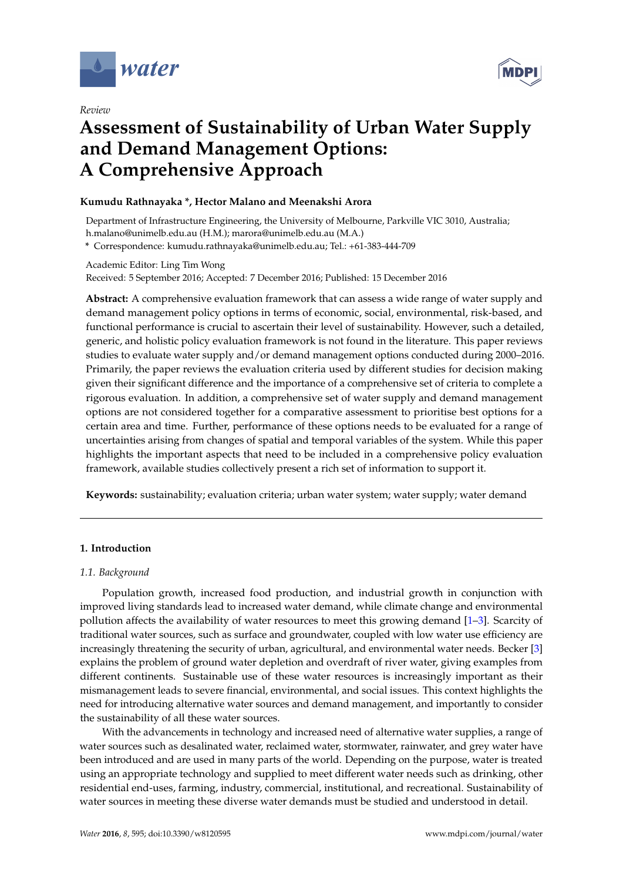*Review*

# Assessment of Sustainability of Urban Water Supply and Demand Management Options: A Comprehensive Approach

**Kumudu Rathnayaka \*, Hector Malano and Meenakshi Arora**

Department of Infrastructure Engineering, the University of Melbourne, Parkville VIC 3010, Australia; h.malano@unimelb.edu.au (H.M.); marora@unimelb.edu.au (M.A.)

\* Correspondence: kumudu.rathnayaka@unimelb.edu.au; Tel.: +61-383-444-709

Academic Editor: Ling Tim Wong

Received: 5 September 2016; Accepted: 7 December 2016; Published: 15 December 2016

**Abstract:** A comprehensive evaluation framework that can assess a wide range of water supply and demand management policy options in terms of economic, social, environmental, risk-based, and functional performance is crucial to ascertain their level of sustainability. However, such a detailed, generic, and holistic policy evaluation framework is not found in the literature. This paper reviews studies to evaluate water supply and/or demand management options conducted during 2000–2016. Primarily, the paper reviews the evaluation criteria used by different studies for decision making given their significant difference and the importance of a comprehensive set of criteria to complete a rigorous evaluation. In addition, a comprehensive set of water supply and demand management options are not considered together for a comparative assessment to prioritise best options for a certain area and time. Further, performance of these options needs to be evaluated for a range of uncertainties arising from changes of spatial and temporal variables of the system. While this paper highlights the important aspects that need to be included in a comprehensive policy evaluation framework, available studies collectively present a rich set of information to support it.

**Keywords:** sustainability; evaluation criteria; urban water system; water supply; water demand

## 1. Introduction

### 1.1. Background

Population growth, increased food production, and industrial growth in conjunction with improved living standards lead to increased water demand, while climate change and environmental pollution affects the availability of water resources to meet this growing demand [1–3]. Scarcity of traditional water sources, such as surface and groundwater, coupled with low water use efficiency are increasingly threatening the security of urban, agricultural, and environmental water needs. Becker [3] explains the problem of ground water depletion and overdraft of river water, giving examples from different continents. Sustainable use of these water resources is increasingly important as their mismanagement leads to severe financial, environmental, and social issues. This context highlights the need for introducing alternative water sources and demand management, and importantly to consider the sustainability of all these water sources.

With the advancements in technology and increased need of alternative water supplies, a range of water sources such as desalinated water, reclaimed water, stormwater, rainwater, and grey water have been introduced and are used in many parts of the world. Depending on the purpose, water is treated using an appropriate technology and supplied to meet different water needs such as drinking, other residential end-uses, farming, industry, commercial, institutional, and recreational. Sustainability of water sources in meeting these diverse water demands must be studied and understood in detail.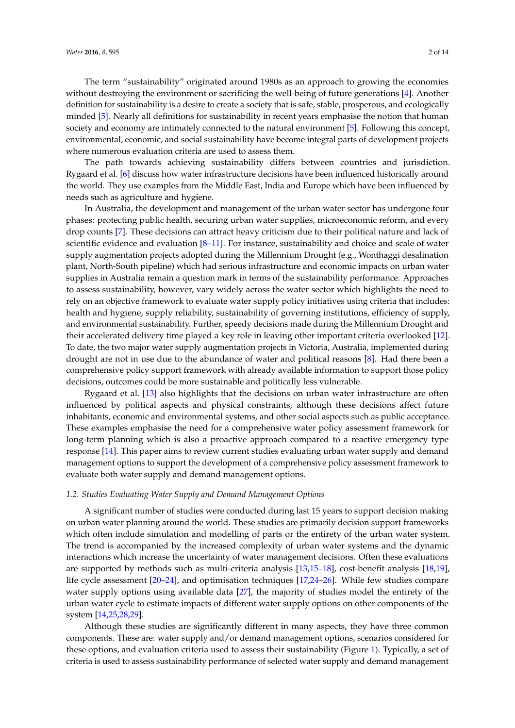The term "sustainability" originated around 1980s as an approach to growing the economies without destroying the environment or sacrificing the well-being of future generations [4]. Another definition for sustainability is a desire to create a society that is safe, stable, prosperous, and ecologically minded [5]. Nearly all definitions for sustainability in recent years emphasise the notion that human society and economy are intimately connected to the natural environment [5]. Following this concept, environmental, economic, and social sustainability have become integral parts of development projects where numerous evaluation criteria are used to assess them.

The path towards achieving sustainability differs between countries and jurisdiction. Rygaard et al. [6] discuss how water infrastructure decisions have been influenced historically around the world. They use examples from the Middle East, India and Europe which have been influenced by needs such as agriculture and hygiene.

In Australia, the development and management of the urban water sector has undergone four phases: protecting public health, securing urban water supplies, microeconomic reform, and every drop counts [7]. These decisions can attract heavy criticism due to their political nature and lack of scientific evidence and evaluation [8–11]. For instance, sustainability and choice and scale of water supply augmentation projects adopted during the Millennium Drought (e.g., Wonthaggi desalination plant, North-South pipeline) which had serious infrastructure and economic impacts on urban water supplies in Australia remain a question mark in terms of the sustainability performance. Approaches to assess sustainability, however, vary widely across the water sector which highlights the need to rely on an objective framework to evaluate water supply policy initiatives using criteria that includes: health and hygiene, supply reliability, sustainability of governing institutions, efficiency of supply, and environmental sustainability. Further, speedy decisions made during the Millennium Drought and their accelerated delivery time played a key role in leaving other important criteria overlooked [12]. To date, the two major water supply augmentation projects in Victoria, Australia, implemented during drought are not in use due to the abundance of water and political reasons [8]. Had there been a comprehensive policy support framework with already available information to support those policy decisions, outcomes could be more sustainable and politically less vulnerable.

Rygaard et al. [13] also highlights that the decisions on urban water infrastructure are often influenced by political aspects and physical constraints, although these decisions affect future inhabitants, economic and environmental systems, and other social aspects such as public acceptance. These examples emphasise the need for a comprehensive water policy assessment framework for long-term planning which is also a proactive approach compared to a reactive emergency type response [14]. This paper aims to review current studies evaluating urban water supply and demand management options to support the development of a comprehensive policy assessment framework to evaluate both water supply and demand management options.

### 1.2. Studies Evaluating Water Supply and Demand Management Options

A significant number of studies were conducted during last 15 years to support decision making on urban water planning around the world. These studies are primarily decision support frameworks which often include simulation and modelling of parts or the entirety of the urban water system. The trend is accompanied by the increased complexity of urban water systems and the dynamic interactions which increase the uncertainty of water management decisions. Often these evaluations are supported by methods such as multi-criteria analysis [13,15–18], cost-benefit analysis [18,19], life cycle assessment [20–24], and optimisation techniques [17,24–26]. While few studies compare water supply options using available data [27], the majority of studies model the entirety of the urban water cycle to estimate impacts of different water supply options on other components of the system [14,25,28,29].

Although these studies are significantly different in many aspects, they have three common components. These are: water supply and/or demand management options, scenarios considered for these options, and evaluation criteria used to assess their sustainability (Figure 1). Typically, a set of criteria is used to assess sustainability performance of selected water supply and demand management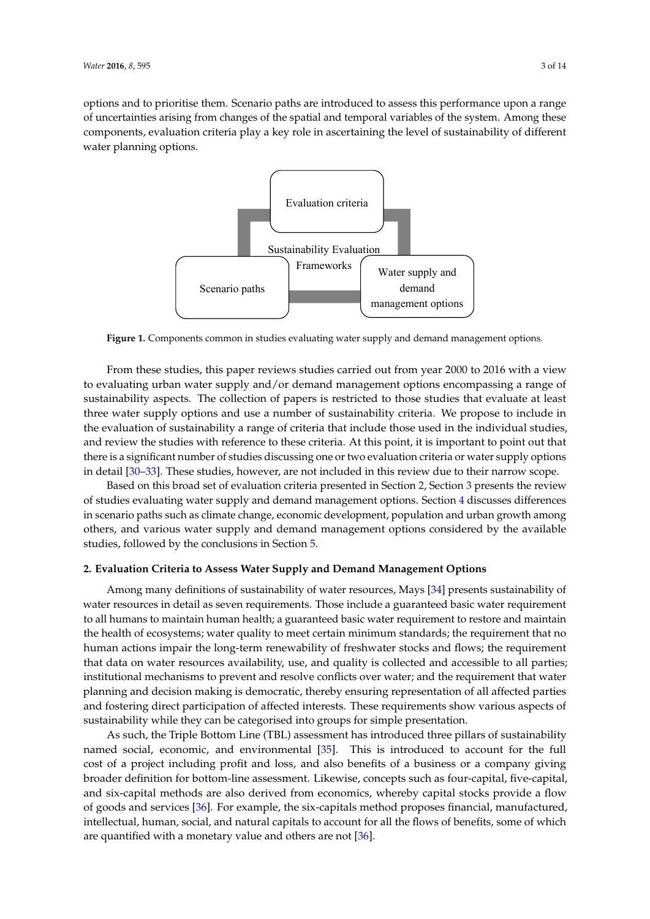options and to prioritise them. Scenario paths are introduced to assess this performance upon a range of uncertainties arising from changes of the spatial and temporal variables of the system. Among these components, evaluation criteria play a key role in ascertaining the level of sustainability of different water planning options.

**Figure 1.** Components common in studies evaluating water supply and demand management options.

From these studies, this paper reviews studies carried out from year 2000 to 2016 with a view to evaluating urban water supply and/or demand management options encompassing a range of sustainability aspects. The collection of papers is restricted to those studies that evaluate at least three water supply options and use a number of sustainability criteria. We propose to include in the evaluation of sustainability a range of criteria that include those used in the individual studies, and review the studies with reference to these criteria. At this point, it is important to point out that there is a significant number of studies discussing one or two evaluation criteria or water supply options in detail [30–33]. These studies, however, are not included in this review due to their narrow scope.

Based on this broad set of evaluation criteria presented in Section 2, Section 3 presents the review of studies evaluating water supply and demand management options. Section 4 discusses differences in scenario paths such as climate change, economic development, population and urban growth among others, and various water supply and demand management options considered by the available studies, followed by the conclusions in Section 5.

## 2. Evaluation Criteria to Assess Water Supply and Demand Management Options

Among many definitions of sustainability of water resources, Mays [34] presents sustainability of water resources in detail as seven requirements. Those include a guaranteed basic water requirement to all humans to maintain human health; a guaranteed basic water requirement to restore and maintain the health of ecosystems; water quality to meet certain minimum standards; the requirement that no human actions impair the long-term renewability of freshwater stocks and flows; the requirement that data on water resources availability, use, and quality is collected and accessible to all parties; institutional mechanisms to prevent and resolve conflicts over water; and the requirement that water planning and decision making is democratic, thereby ensuring representation of all affected parties and fostering direct participation of affected interests. These requirements show various aspects of sustainability while they can be categorised into groups for simple presentation.

As such, the Triple Bottom Line (TBL) assessment has introduced three pillars of sustainability named social, economic, and environmental [35]. This is introduced to account for the full cost of a project including profit and loss, and also benefits of a business or a company giving broader definition for bottom-line assessment. Likewise, concepts such as four-capital, five-capital, and six-capital methods are also derived from economics, whereby capital stocks provide a flow of goods and services [36]. For example, the six-capitals method proposes financial, manufactured, intellectual, human, social, and natural capitals to account for all the flows of benefits, some of which are quantified with a monetary value and others are not [36].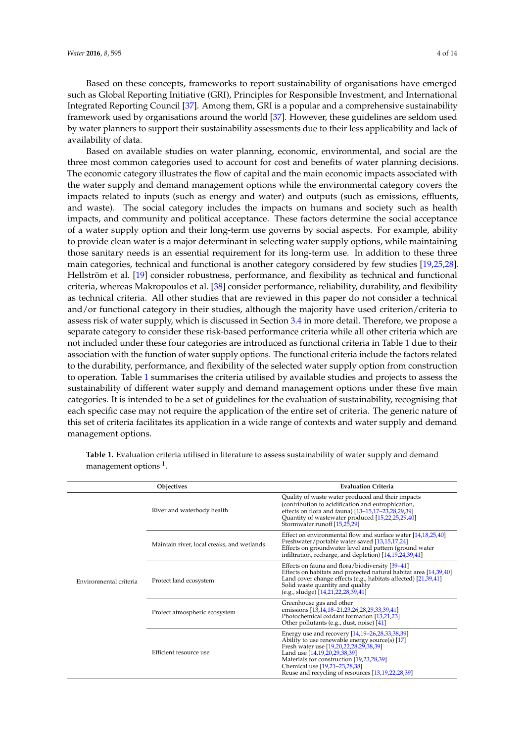Based on these concepts, frameworks to report sustainability of organisations have emerged such as Global Reporting Initiative (GRI), Principles for Responsible Investment, and International Integrated Reporting Council [37]. Among them, GRI is a popular and a comprehensive sustainability framework used by organisations around the world [37]. However, these guidelines are seldom used by water planners to support their sustainability assessments due to their less applicability and lack of availability of data.

Based on available studies on water planning, economic, environmental, and social are the three most common categories used to account for cost and benefits of water planning decisions. The economic category illustrates the flow of capital and the main economic impacts associated with the water supply and demand management options while the environmental category covers the impacts related to inputs (such as energy and water) and outputs (such as emissions, effluents, and waste). The social category includes the impacts on humans and society such as health impacts, and community and political acceptance. These factors determine the social acceptance of a water supply option and their long-term use governs by social aspects. For example, ability to provide clean water is a major determinant in selecting water supply options, while maintaining those sanitary needs is an essential requirement for its long-term use. In addition to these three main categories, technical and functional is another category considered by few studies [19,25,28]. Hellström et al. [19] consider robustness, performance, and flexibility as technical and functional criteria, whereas Makropoulos et al. [38] consider performance, reliability, durability, and flexibility as technical criteria. All other studies that are reviewed in this paper do not consider a technical and/or functional category in their studies, although the majority have used criterion/criteria to assess risk of water supply, which is discussed in Section 3.4 in more detail. Therefore, we propose a separate category to consider these risk-based performance criteria while all other criteria which are not included under these four categories are introduced as functional criteria in Table 1 due to their association with the function of water supply options. The functional criteria include the factors related to the durability, performance, and flexibility of the selected water supply option from construction to operation. Table 1 summarises the criteria utilised by available studies and projects to assess the sustainability of different water supply and demand management options under these five main categories. It is intended to be a set of guidelines for the evaluation of sustainability, recognising that each specific case may not require the application of the entire set of criteria. The generic nature of this set of criteria facilitates its application in a wide range of contexts and water supply and demand management options.

**Table 1.** Evaluation criteria utilised in literature to assess sustainability of water supply and demand management options [1].

| Objectives | | Evaluation Criteria |
|---|---|---|
| Environmental criteria | River and waterbody health | Quality of waste water produced and their impacts (contribution to acidification and eutrophication, effects on flora and fauna) [13–15,17–23,28,29,39]<br>Quantity of wastewater produced [15,22,25,29,40]<br>Stormwater runoff [15,25,29] |
| | Maintain river, local creaks, and wetlands | Effect on environmental flow and surface water [14,18,25,40]<br>Freshwater/portable water saved [13,15,17,24]<br>Effects on groundwater level and pattern (ground water infiltration, recharge, and depletion) [14,19,24,39,41] |
| | Protect land ecosystem | Effects on fauna and flora/biodiversity [39–41]<br>Effects on habitats and protected natural habitat area [14,39,40]<br>Land cover change effects (e.g., habitats affected) [21,39,41]<br>Solid waste quantity and quality (e.g., sludge) [14,21,22,28,39,41] |
| | Protect atmospheric ecosystem | Greenhouse gas and other emissions [13,14,18–21,23,26,28,29,33,39,41]<br>Photochemical oxidant formation [13,21,23]<br>Other pollutants (e.g., dust, noise) [41] |
| | Efficient resource use | Energy use and recovery [14,19–26,28,33,38,39]<br>Ability to use renewable energy source(s) [17]<br>Fresh water use [19,20,22,28,29,38,39]<br>Land use [14,19,20,29,38,39]<br>Materials for construction [19,23,28,39]<br>Chemical use [19,21–23,28,38]<br>Reuse and recycling of resources [13,19,22,28,39] |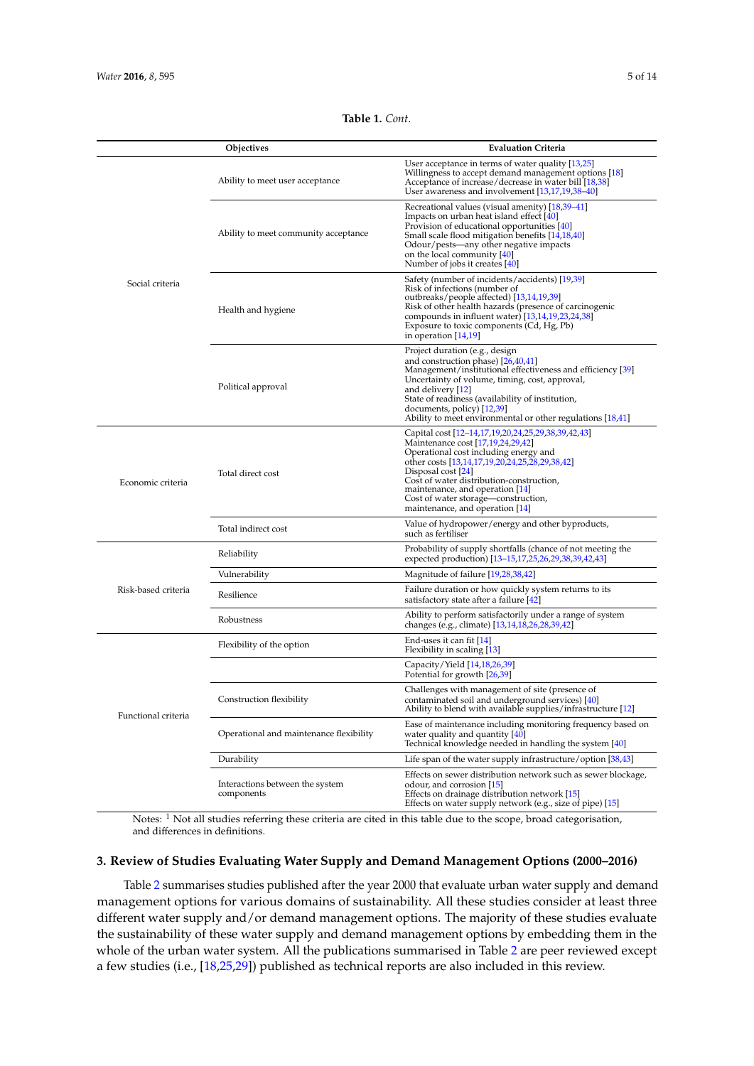**Table 1.** *Cont.*

| | Objectives | Evaluation Criteria |
|---|---|---|
| Social criteria | Ability to meet user acceptance | User acceptance in terms of water quality [13,25]<br>Willingness to accept demand management options [18]<br>Acceptance of increase/decrease in water bill [18,38]<br>User awareness and involvement [13,17,19,38–40] |
| | Ability to meet community acceptance | Recreational values (visual amenity) [18,39–41]<br>Impacts on urban heat island effect [40]<br>Provision of educational opportunities [40]<br>Small scale flood mitigation benefits [14,18,40]<br>Odour/pests—any other negative impacts on the local community [40]<br>Number of jobs it creates [40] |
| | Health and hygiene | Safety (number of incidents/accidents) [19,39]<br>Risk of infections (number of outbreaks/people affected) [13,14,19,39]<br>Risk of other health hazards (presence of carcinogenic compounds in influent water) [13,14,19,23,24,38]<br>Exposure to toxic components (Cd, Hg, Pb) in operation [14,19] |
| | Political approval | Project duration (e.g., design and construction phase) [26,40,41]<br>Management/institutional effectiveness and efficiency [39]<br>Uncertainty of volume, timing, cost, approval, and delivery [12]<br>State of readiness (availability of institution, documents, policy) [12,39]<br>Ability to meet environmental or other regulations [18,41] |
| Economic criteria | Total direct cost | Capital cost [12–14,17,19,20,24,25,29,38,39,42,43]<br>Maintenance cost [17,19,24,29,42]<br>Operational cost including energy and other costs [13,14,17,19,20,24,25,28,29,38,42]<br>Disposal cost [24]<br>Cost of water distribution-construction, maintenance, and operation [14]<br>Cost of water storage—construction, maintenance, and operation [14] |
| | Total indirect cost | Value of hydropower/energy and other byproducts, such as fertiliser |
| Risk-based criteria | Reliability | Probability of supply shortfalls (chance of not meeting the expected production) [13–15,17,25,26,29,38,39,42,43] |
| | Vulnerability | Magnitude of failure [19,28,38,42] |
| | Resilience | Failure duration or how quickly system returns to its satisfactory state after a failure [42] |
| | Robustness | Ability to perform satisfactorily under a range of system changes (e.g., climate) [13,14,18,26,28,39,42] |
| Functional criteria | Flexibility of the option | End-uses it can fit [14]<br>Flexibility in scaling [13] |
| | | Capacity/Yield [14,18,26,39]<br>Potential for growth [26,39] |
| | Construction flexibility | Challenges with management of site (presence of contaminated soil and underground services) [40]<br>Ability to blend with available supplies/infrastructure [12] |
| | Operational and maintenance flexibility | Ease of maintenance including monitoring frequency based on water quality and quantity [40]<br>Technical knowledge needed in handling the system [40] |
| | Durability | Life span of the water supply infrastructure/option [38,43] |
| | Interactions between the system components | Effects on sewer distribution network such as sewer blockage, odour, and corrosion [15]<br>Effects on drainage distribution network [15]<br>Effects on water supply network (e.g., size of pipe) [15] |

Notes: [1] Not all studies referring these criteria are cited in this table due to the scope, broad categorisation, and differences in definitions.

## 3. Review of Studies Evaluating Water Supply and Demand Management Options (2000–2016)

Table 2 summarises studies published after the year 2000 that evaluate urban water supply and demand management options for various domains of sustainability. All these studies consider at least three different water supply and/or demand management options. The majority of these studies evaluate the sustainability of these water supply and demand management options by embedding them in the whole of the urban water system. All the publications summarised in Table 2 are peer reviewed except a few studies (i.e., [18,25,29]) published as technical reports are also included in this review.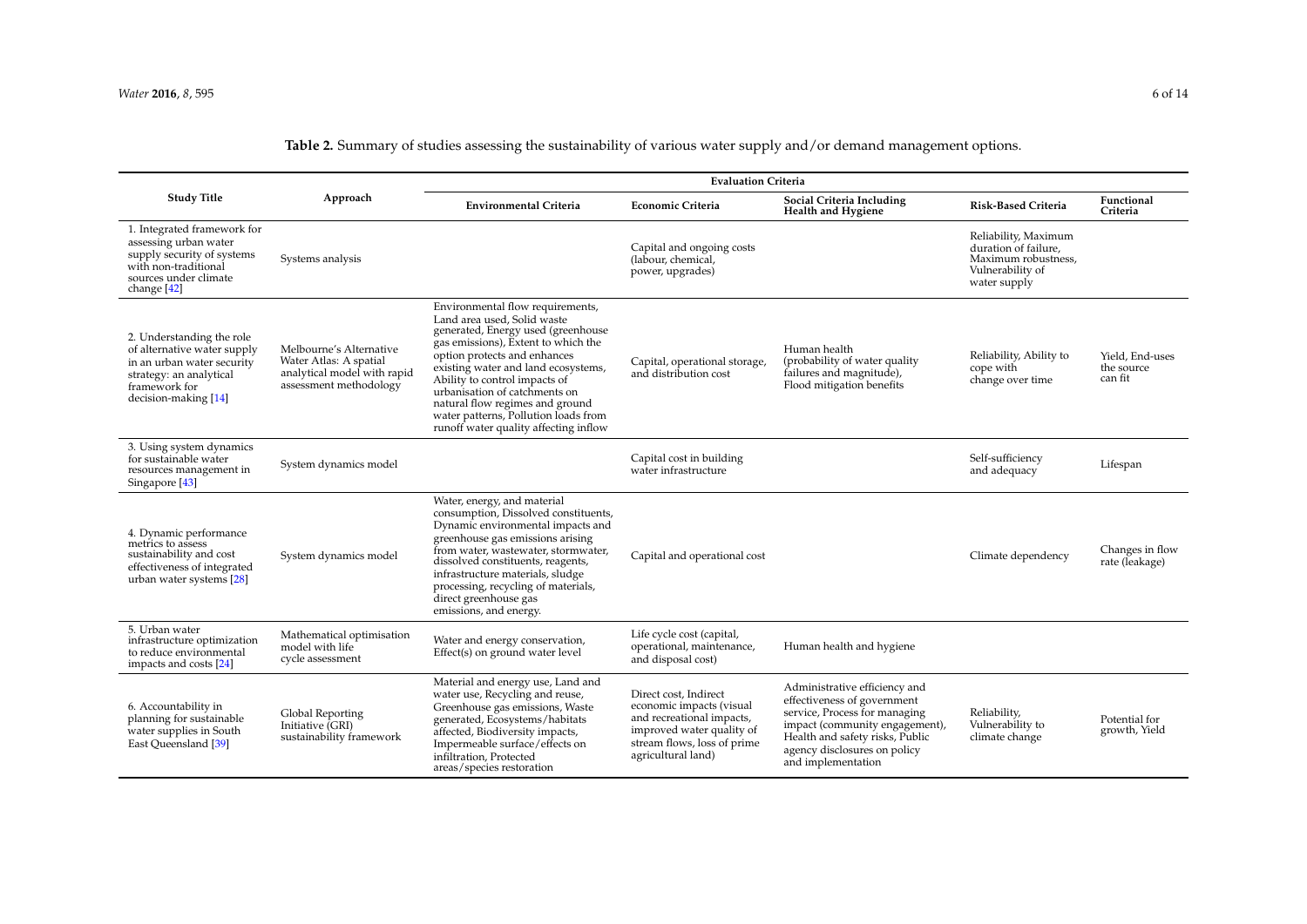**Table 2.** Summary of studies assessing the sustainability of various water supply and/or demand management options.

| Study Title | Approach | Evaluation Criteria | | | | |
|---|---|---|---|---|---|---|
| | | **Environmental Criteria** | **Economic Criteria** | **Social Criteria Including Health and Hygiene** | **Risk-Based Criteria** | **Functional Criteria** |
| 1. Integrated framework for assessing urban water supply security of systems with non-traditional sources under climate change [42] | Systems analysis | | Capital and ongoing costs (labour, chemical, power, upgrades) | | Reliability, Maximum duration of failure, Maximum robustness, Vulnerability of water supply | |
| 2. Understanding the role of alternative water supply in an urban water security strategy: an analytical framework for decision-making [14] | Melbourne's Alternative Water Atlas: A spatial analytical model with rapid assessment methodology | Environmental flow requirements, Land area used, Solid waste generated, Energy used (greenhouse gas emissions), Extent to which the option protects and enhances existing water and land ecosystems, Ability to control impacts of urbanisation of catchments on natural flow regimes and ground water patterns, Pollution loads from runoff water quality affecting inflow | Capital, operational storage, and distribution cost | Human health (probability of water quality failures and magnitude), Flood mitigation benefits | Reliability, Ability to cope with change over time | Yield, End-uses the source can fit |
| 3. Using system dynamics for sustainable water resources management in Singapore [43] | System dynamics model | | Capital cost in building water infrastructure | | Self-sufficiency and adequacy | Lifespan |
| 4. Dynamic performance metrics to assess sustainability and cost effectiveness of integrated urban water systems [28] | System dynamics model | Water, energy, and material consumption, Dissolved constituents, Dynamic environmental impacts and greenhouse gas emissions arising from water, wastewater, stormwater, dissolved constituents, reagents, infrastructure materials, sludge processing, recycling of materials, direct greenhouse gas emissions, and energy. | Capital and operational cost | | Climate dependency | Changes in flow rate (leakage) |
| 5. Urban water infrastructure optimization to reduce environmental impacts and costs [24] | Mathematical optimisation model with life cycle assessment | Water and energy conservation, Effect(s) on ground water level | Life cycle cost (capital, operational, maintenance, and disposal cost) | Human health and hygiene | | |
| 6. Accountability in planning for sustainable water supplies in South East Queensland [39] | Global Reporting Initiative (GRI) sustainability framework | Material and energy use, Land and water use, Recycling and reuse, Greenhouse gas emissions, Waste generated, Ecosystems/habitats affected, Biodiversity impacts, Impermeable surface/effects on infiltration, Protected areas/species restoration | Direct cost, Indirect economic impacts (visual and recreational impacts, improved water quality of stream flows, loss of prime agricultural land) | Administrative efficiency and effectiveness of government service, Process for managing impact (community engagement), Health and safety risks, Public agency disclosures on policy and implementation | Reliability, Vulnerability to climate change | Potential for growth, Yield |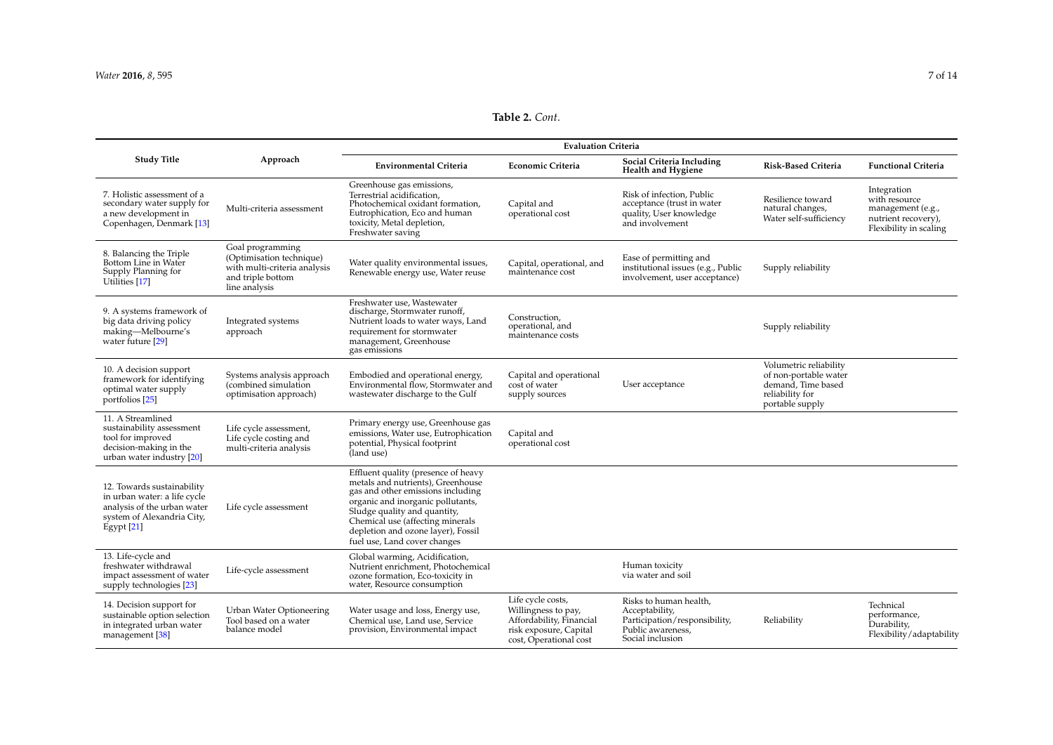**Table 2.** *Cont.*

| Study Title | Approach | Evaluation Criteria | | | | |
|---|---|---|---|---|---|---|
| | | Environmental Criteria | Economic Criteria | Social Criteria Including Health and Hygiene | Risk-Based Criteria | Functional Criteria |
| 7. Holistic assessment of a secondary water supply for a new development in Copenhagen, Denmark [13] | Multi-criteria assessment | Greenhouse gas emissions, Terrestrial acidification, Photochemical oxidant formation, Eutrophication, Eco and human toxicity, Metal depletion, Freshwater saving | Capital and operational cost | Risk of infection, Public acceptance (trust in water quality, User knowledge and involvement | Resilience toward natural changes, Water self-sufficiency | Integration with resource management (e.g., nutrient recovery), Flexibility in scaling |
| 8. Balancing the Triple Bottom Line in Water Supply Planning for Utilities [17] | Goal programming (Optimisation technique) with multi-criteria analysis and triple bottom line analysis | Water quality environmental issues, Renewable energy use, Water reuse | Capital, operational, and maintenance cost | Ease of permitting and institutional issues (e.g., Public involvement, user acceptance) | Supply reliability | |
| 9. A systems framework of big data driving policy making—Melbourne's water future [29] | Integrated systems approach | Freshwater use, Wastewater discharge, Stormwater runoff, Nutrient loads to water ways, Land requirement for stormwater management, Greenhouse gas emissions | Construction, operational, and maintenance costs | | Supply reliability | |
| 10. A decision support framework for identifying optimal water supply portfolios [25] | Systems analysis approach (combined simulation optimisation approach) | Embodied and operational energy, Environmental flow, Stormwater and wastewater discharge to the Gulf | Capital and operational cost of water supply sources | User acceptance | Volumetric reliability of non-portable water demand, Time based reliability for portable supply | |
| 11. A Streamlined sustainability assessment tool for improved decision-making in the urban water industry [20] | Life cycle assessment, Life cycle costing and multi-criteria analysis | Primary energy use, Greenhouse gas emissions, Water use, Eutrophication potential, Physical footprint (land use) | Capital and operational cost | | | |
| 12. Towards sustainability in urban water: a life cycle analysis of the urban water system of Alexandria City, Egypt [21] | Life cycle assessment | Effluent quality (presence of heavy metals and nutrients), Greenhouse gas and other emissions including organic and inorganic pollutants, Sludge quality and quantity, Chemical use (affecting minerals depletion and ozone layer), Fossil fuel use, Land cover changes | | | | |
| 13. Life-cycle and freshwater withdrawal impact assessment of water supply technologies [23] | Life-cycle assessment | Global warming, Acidification, Nutrient enrichment, Photochemical ozone formation, Eco-toxicity in water, Resource consumption | | Human toxicity via water and soil | | |
| 14. Decision support for sustainable option selection in integrated urban water management [38] | Urban Water Optioneering Tool based on a water balance model | Water usage and loss, Energy use, Chemical use, Land use, Service provision, Environmental impact | Life cycle costs, Willingness to pay, Affordability, Financial risk exposure, Capital cost, Operational cost | Risks to human health, Acceptability, Participation/responsibility, Public awareness, Social inclusion | Reliability | Technical performance, Durability, Flexibility/adaptability |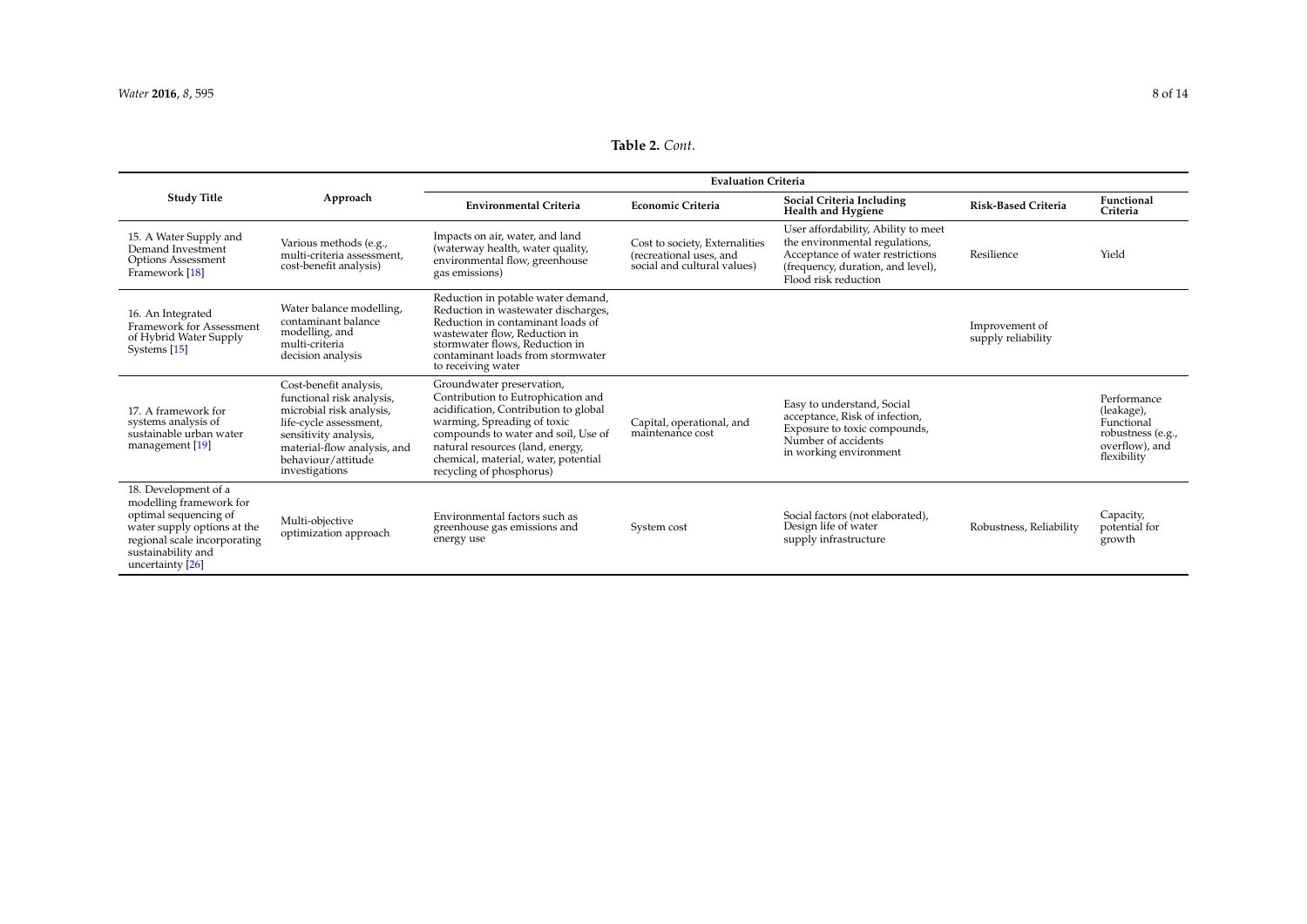**Table 2.** *Cont.*

| Study Title | Approach | Evaluation Criteria | | | | |
|---|---|---|---|---|---|---|
| | | **Environmental Criteria** | **Economic Criteria** | **Social Criteria Including Health and Hygiene** | **Risk-Based Criteria** | **Functional Criteria** |
| 15. A Water Supply and Demand Investment Options Assessment Framework [18] | Various methods (e.g., multi-criteria assessment, cost-benefit analysis) | Impacts on air, water, and land (waterway health, water quality, environmental flow, greenhouse gas emissions) | Cost to society, Externalities (recreational uses, and social and cultural values) | User affordability, Ability to meet the environmental regulations, Acceptance of water restrictions (frequency, duration, and level), Flood risk reduction | Resilience | Yield |
| 16. An Integrated Framework for Assessment of Hybrid Water Supply Systems [15] | Water balance modelling, contaminant balance modelling, and multi-criteria decision analysis | Reduction in potable water demand, Reduction in wastewater discharges, Reduction in contaminant loads of wastewater flow, Reduction in stormwater flows, Reduction in contaminant loads from stormwater to receiving water | | | Improvement of supply reliability | |
| 17. A framework for systems analysis of sustainable urban water management [19] | Cost-benefit analysis, functional risk analysis, microbial risk analysis, life-cycle assessment, sensitivity analysis, material-flow analysis, and behaviour/attitude investigations | Groundwater preservation, Contribution to Eutrophication and acidification, Contribution to global warming, Spreading of toxic compounds to water and soil, Use of natural resources (land, energy, chemical, material, water, potential recycling of phosphorus) | Capital, operational, and maintenance cost | Easy to understand, Social acceptance, Risk of infection, Exposure to toxic compounds, Number of accidents in working environment | | Performance (leakage), Functional robustness (e.g., overflow), and flexibility |
| 18. Development of a modelling framework for optimal sequencing of water supply options at the regional scale incorporating sustainability and uncertainty [26] | Multi-objective optimization approach | Environmental factors such as greenhouse gas emissions and energy use | System cost | Social factors (not elaborated), Design life of water supply infrastructure | Robustness, Reliability | Capacity, potential for growth |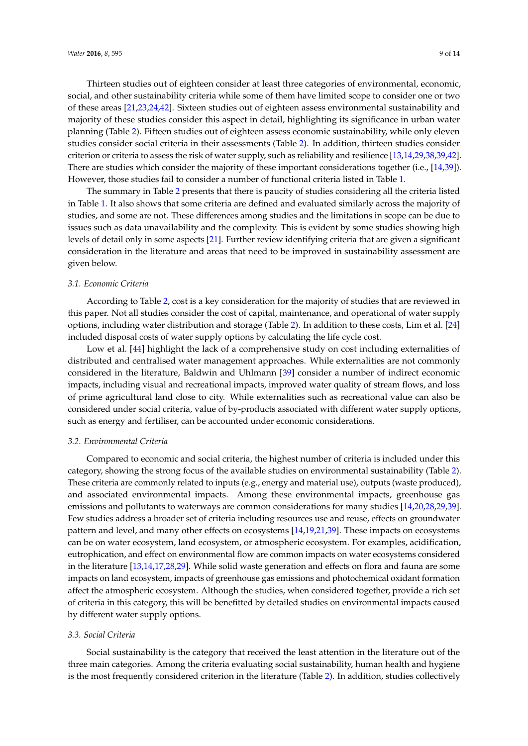Thirteen studies out of eighteen consider at least three categories of environmental, economic, social, and other sustainability criteria while some of them have limited scope to consider one or two of these areas [21,23,24,42]. Sixteen studies out of eighteen assess environmental sustainability and majority of these studies consider this aspect in detail, highlighting its significance in urban water planning (Table 2). Fifteen studies out of eighteen assess economic sustainability, while only eleven studies consider social criteria in their assessments (Table 2). In addition, thirteen studies consider criterion or criteria to assess the risk of water supply, such as reliability and resilience [13,14,29,38,39,42]. There are studies which consider the majority of these important considerations together (i.e., [14,39]). However, those studies fail to consider a number of functional criteria listed in Table 1.

The summary in Table 2 presents that there is paucity of studies considering all the criteria listed in Table 1. It also shows that some criteria are defined and evaluated similarly across the majority of studies, and some are not. These differences among studies and the limitations in scope can be due to issues such as data unavailability and the complexity. This is evident by some studies showing high levels of detail only in some aspects [21]. Further review identifying criteria that are given a significant consideration in the literature and areas that need to be improved in sustainability assessment are given below.

### 3.1. Economic Criteria

According to Table 2, cost is a key consideration for the majority of studies that are reviewed in this paper. Not all studies consider the cost of capital, maintenance, and operational of water supply options, including water distribution and storage (Table 2). In addition to these costs, Lim et al. [24] included disposal costs of water supply options by calculating the life cycle cost.

Low et al. [44] highlight the lack of a comprehensive study on cost including externalities of distributed and centralised water management approaches. While externalities are not commonly considered in the literature, Baldwin and Uhlmann [39] consider a number of indirect economic impacts, including visual and recreational impacts, improved water quality of stream flows, and loss of prime agricultural land close to city. While externalities such as recreational value can also be considered under social criteria, value of by-products associated with different water supply options, such as energy and fertiliser, can be accounted under economic considerations.

### 3.2. Environmental Criteria

Compared to economic and social criteria, the highest number of criteria is included under this category, showing the strong focus of the available studies on environmental sustainability (Table 2). These criteria are commonly related to inputs (e.g., energy and material use), outputs (waste produced), and associated environmental impacts. Among these environmental impacts, greenhouse gas emissions and pollutants to waterways are common considerations for many studies [14,20,28,29,39]. Few studies address a broader set of criteria including resources use and reuse, effects on groundwater pattern and level, and many other effects on ecosystems [14,19,21,39]. These impacts on ecosystems can be on water ecosystem, land ecosystem, or atmospheric ecosystem. For examples, acidification, eutrophication, and effect on environmental flow are common impacts on water ecosystems considered in the literature [13,14,17,28,29]. While solid waste generation and effects on flora and fauna are some impacts on land ecosystem, impacts of greenhouse gas emissions and photochemical oxidant formation affect the atmospheric ecosystem. Although the studies, when considered together, provide a rich set of criteria in this category, this will be benefitted by detailed studies on environmental impacts caused by different water supply options.

### 3.3. Social Criteria

Social sustainability is the category that received the least attention in the literature out of the three main categories. Among the criteria evaluating social sustainability, human health and hygiene is the most frequently considered criterion in the literature (Table 2). In addition, studies collectively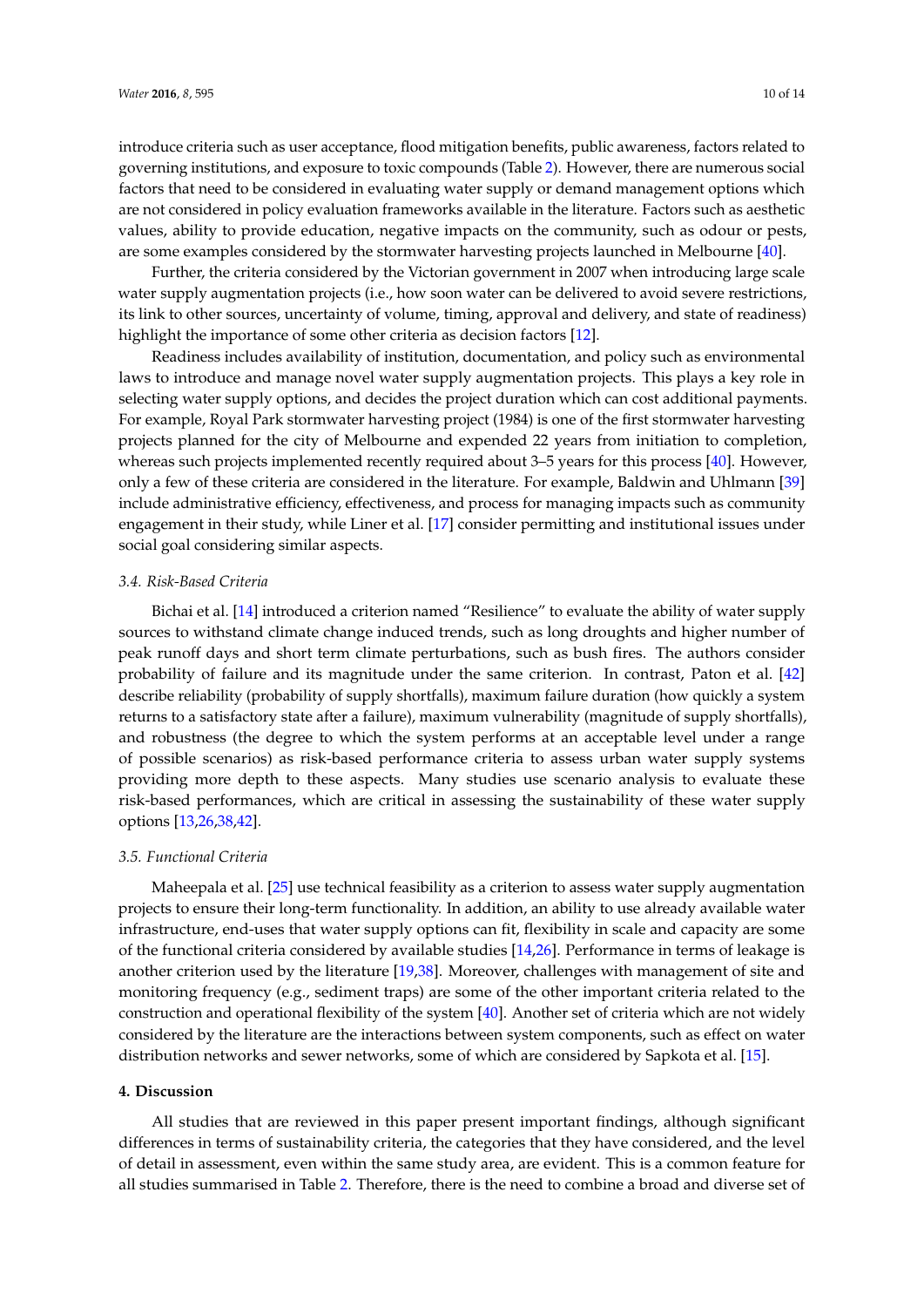introduce criteria such as user acceptance, flood mitigation benefits, public awareness, factors related to governing institutions, and exposure to toxic compounds (Table 2). However, there are numerous social factors that need to be considered in evaluating water supply or demand management options which are not considered in policy evaluation frameworks available in the literature. Factors such as aesthetic values, ability to provide education, negative impacts on the community, such as odour or pests, are some examples considered by the stormwater harvesting projects launched in Melbourne [40].

Further, the criteria considered by the Victorian government in 2007 when introducing large scale water supply augmentation projects (i.e., how soon water can be delivered to avoid severe restrictions, its link to other sources, uncertainty of volume, timing, approval and delivery, and state of readiness) highlight the importance of some other criteria as decision factors [12].

Readiness includes availability of institution, documentation, and policy such as environmental laws to introduce and manage novel water supply augmentation projects. This plays a key role in selecting water supply options, and decides the project duration which can cost additional payments. For example, Royal Park stormwater harvesting project (1984) is one of the first stormwater harvesting projects planned for the city of Melbourne and expended 22 years from initiation to completion, whereas such projects implemented recently required about 3–5 years for this process [40]. However, only a few of these criteria are considered in the literature. For example, Baldwin and Uhlmann [39] include administrative efficiency, effectiveness, and process for managing impacts such as community engagement in their study, while Liner et al. [17] consider permitting and institutional issues under social goal considering similar aspects.

### 3.4. Risk-Based Criteria

Bichai et al. [14] introduced a criterion named "Resilience" to evaluate the ability of water supply sources to withstand climate change induced trends, such as long droughts and higher number of peak runoff days and short term climate perturbations, such as bush fires. The authors consider probability of failure and its magnitude under the same criterion. In contrast, Paton et al. [42] describe reliability (probability of supply shortfalls), maximum failure duration (how quickly a system returns to a satisfactory state after a failure), maximum vulnerability (magnitude of supply shortfalls), and robustness (the degree to which the system performs at an acceptable level under a range of possible scenarios) as risk-based performance criteria to assess urban water supply systems providing more depth to these aspects. Many studies use scenario analysis to evaluate these risk-based performances, which are critical in assessing the sustainability of these water supply options [13,26,38,42].

### 3.5. Functional Criteria

Maheepala et al. [25] use technical feasibility as a criterion to assess water supply augmentation projects to ensure their long-term functionality. In addition, an ability to use already available water infrastructure, end-uses that water supply options can fit, flexibility in scale and capacity are some of the functional criteria considered by available studies [14,26]. Performance in terms of leakage is another criterion used by the literature [19,38]. Moreover, challenges with management of site and monitoring frequency (e.g., sediment traps) are some of the other important criteria related to the construction and operational flexibility of the system [40]. Another set of criteria which are not widely considered by the literature are the interactions between system components, such as effect on water distribution networks and sewer networks, some of which are considered by Sapkota et al. [15].

## 4. Discussion

All studies that are reviewed in this paper present important findings, although significant differences in terms of sustainability criteria, the categories that they have considered, and the level of detail in assessment, even within the same study area, are evident. This is a common feature for all studies summarised in Table 2. Therefore, there is the need to combine a broad and diverse set of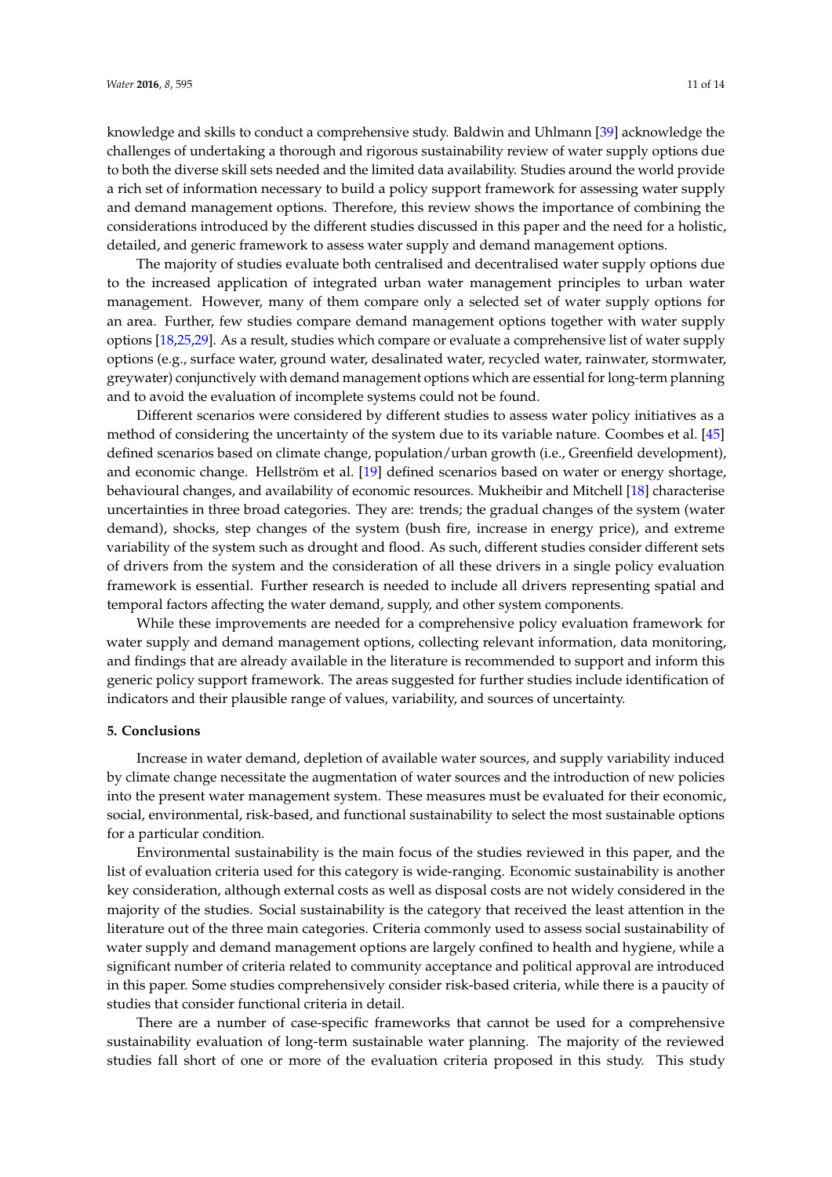knowledge and skills to conduct a comprehensive study. Baldwin and Uhlmann [39] acknowledge the challenges of undertaking a thorough and rigorous sustainability review of water supply options due to both the diverse skill sets needed and the limited data availability. Studies around the world provide a rich set of information necessary to build a policy support framework for assessing water supply and demand management options. Therefore, this review shows the importance of combining the considerations introduced by the different studies discussed in this paper and the need for a holistic, detailed, and generic framework to assess water supply and demand management options.

The majority of studies evaluate both centralised and decentralised water supply options due to the increased application of integrated urban water management principles to urban water management. However, many of them compare only a selected set of water supply options for an area. Further, few studies compare demand management options together with water supply options [18,25,29]. As a result, studies which compare or evaluate a comprehensive list of water supply options (e.g., surface water, ground water, desalinated water, recycled water, rainwater, stormwater, greywater) conjunctively with demand management options which are essential for long-term planning and to avoid the evaluation of incomplete systems could not be found.

Different scenarios were considered by different studies to assess water policy initiatives as a method of considering the uncertainty of the system due to its variable nature. Coombes et al. [45] defined scenarios based on climate change, population/urban growth (i.e., Greenfield development), and economic change. Hellström et al. [19] defined scenarios based on water or energy shortage, behavioural changes, and availability of economic resources. Mukheibir and Mitchell [18] characterise uncertainties in three broad categories. They are: trends; the gradual changes of the system (water demand), shocks, step changes of the system (bush fire, increase in energy price), and extreme variability of the system such as drought and flood. As such, different studies consider different sets of drivers from the system and the consideration of all these drivers in a single policy evaluation framework is essential. Further research is needed to include all drivers representing spatial and temporal factors affecting the water demand, supply, and other system components.

While these improvements are needed for a comprehensive policy evaluation framework for water supply and demand management options, collecting relevant information, data monitoring, and findings that are already available in the literature is recommended to support and inform this generic policy support framework. The areas suggested for further studies include identification of indicators and their plausible range of values, variability, and sources of uncertainty.

## 5. Conclusions

Increase in water demand, depletion of available water sources, and supply variability induced by climate change necessitate the augmentation of water sources and the introduction of new policies into the present water management system. These measures must be evaluated for their economic, social, environmental, risk-based, and functional sustainability to select the most sustainable options for a particular condition.

Environmental sustainability is the main focus of the studies reviewed in this paper, and the list of evaluation criteria used for this category is wide-ranging. Economic sustainability is another key consideration, although external costs as well as disposal costs are not widely considered in the majority of the studies. Social sustainability is the category that received the least attention in the literature out of the three main categories. Criteria commonly used to assess social sustainability of water supply and demand management options are largely confined to health and hygiene, while a significant number of criteria related to community acceptance and political approval are introduced in this paper. Some studies comprehensively consider risk-based criteria, while there is a paucity of studies that consider functional criteria in detail.

There are a number of case-specific frameworks that cannot be used for a comprehensive sustainability evaluation of long-term sustainable water planning. The majority of the reviewed studies fall short of one or more of the evaluation criteria proposed in this study. This study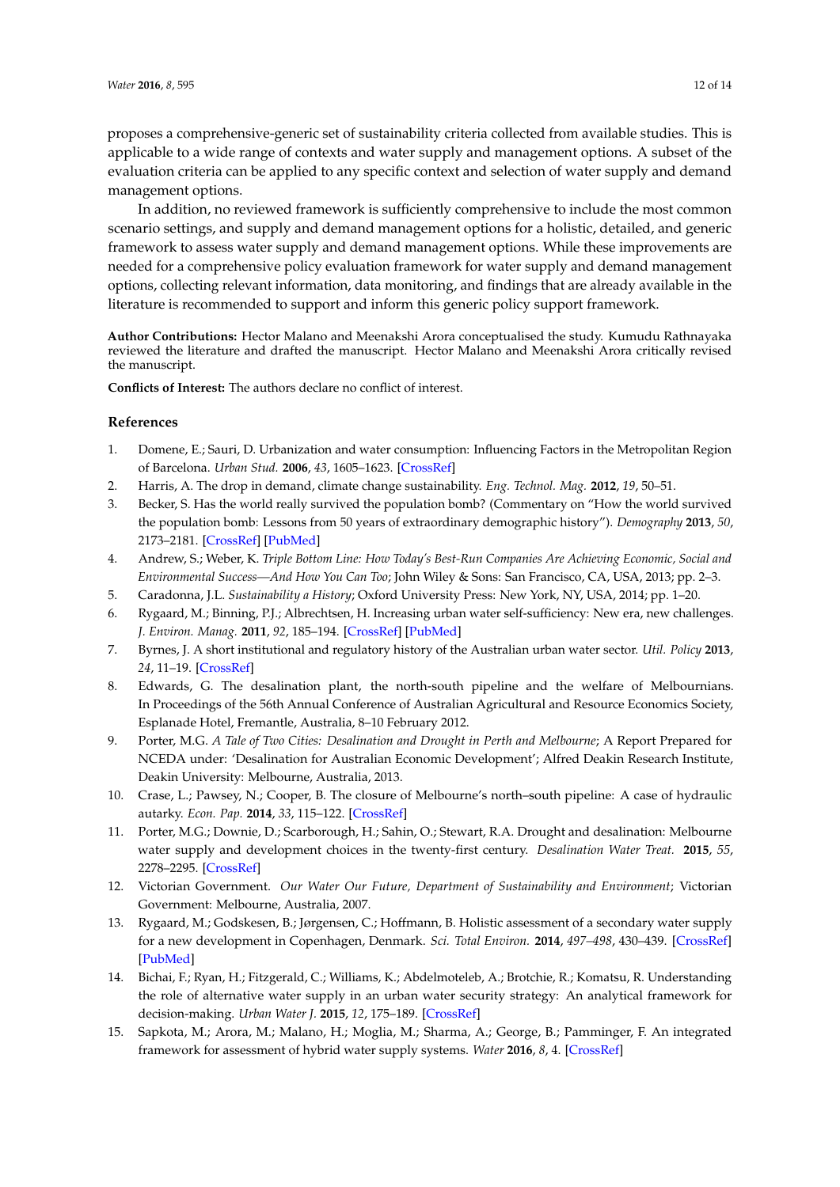proposes a comprehensive-generic set of sustainability criteria collected from available studies. This is applicable to a wide range of contexts and water supply and management options. A subset of the evaluation criteria can be applied to any specific context and selection of water supply and demand management options.

In addition, no reviewed framework is sufficiently comprehensive to include the most common scenario settings, and supply and demand management options for a holistic, detailed, and generic framework to assess water supply and demand management options. While these improvements are needed for a comprehensive policy evaluation framework for water supply and demand management options, collecting relevant information, data monitoring, and findings that are already available in the literature is recommended to support and inform this generic policy support framework.

**Author Contributions:** Hector Malano and Meenakshi Arora conceptualised the study. Kumudu Rathnayaka reviewed the literature and drafted the manuscript. Hector Malano and Meenakshi Arora critically revised the manuscript.

**Conflicts of Interest:** The authors declare no conflict of interest.

## References

1. Domene, E.; Sauri, D. Urbanization and water consumption: Influencing Factors in the Metropolitan Region of Barcelona. *Urban Stud.* **2006**, *43*, 1605–1623. [CrossRef]
2. Harris, A. The drop in demand, climate change sustainability. *Eng. Technol. Mag.* **2012**, *19*, 50–51.
3. Becker, S. Has the world really survived the population bomb? (Commentary on "How the world survived the population bomb: Lessons from 50 years of extraordinary demographic history"). *Demography* **2013**, *50*, 2173–2181. [CrossRef] [PubMed]
4. Andrew, S.; Weber, K. *Triple Bottom Line: How Today's Best-Run Companies Are Achieving Economic, Social and Environmental Success—And How You Can Too*; John Wiley & Sons: San Francisco, CA, USA, 2013; pp. 2–3.
5. Caradonna, J.L. *Sustainability a History*; Oxford University Press: New York, NY, USA, 2014; pp. 1–20.
6. Rygaard, M.; Binning, P.J.; Albrechtsen, H. Increasing urban water self-sufficiency: New era, new challenges. *J. Environ. Manag.* **2011**, *92*, 185–194. [CrossRef] [PubMed]
7. Byrnes, J. A short institutional and regulatory history of the Australian urban water sector. *Util. Policy* **2013**, *24*, 11–19. [CrossRef]
8. Edwards, G. The desalination plant, the north-south pipeline and the welfare of Melbournians. In Proceedings of the 56th Annual Conference of Australian Agricultural and Resource Economics Society, Esplanade Hotel, Fremantle, Australia, 8–10 February 2012.
9. Porter, M.G. *A Tale of Two Cities: Desalination and Drought in Perth and Melbourne*; A Report Prepared for NCEDA under: 'Desalination for Australian Economic Development'; Alfred Deakin Research Institute, Deakin University: Melbourne, Australia, 2013.
10. Crase, L.; Pawsey, N.; Cooper, B. The closure of Melbourne's north–south pipeline: A case of hydraulic autarky. *Econ. Pap.* **2014**, *33*, 115–122. [CrossRef]
11. Porter, M.G.; Downie, D.; Scarborough, H.; Sahin, O.; Stewart, R.A. Drought and desalination: Melbourne water supply and development choices in the twenty-first century. *Desalination Water Treat.* **2015**, *55*, 2278–2295. [CrossRef]
12. Victorian Government. *Our Water Our Future, Department of Sustainability and Environment*; Victorian Government: Melbourne, Australia, 2007.
13. Rygaard, M.; Godskesen, B.; Jørgensen, C.; Hoffmann, B. Holistic assessment of a secondary water supply for a new development in Copenhagen, Denmark. *Sci. Total Environ.* **2014**, *497–498*, 430–439. [CrossRef] [PubMed]
14. Bichai, F.; Ryan, H.; Fitzgerald, C.; Williams, K.; Abdelmoteleb, A.; Brotchie, R.; Komatsu, R. Understanding the role of alternative water supply in an urban water security strategy: An analytical framework for decision-making. *Urban Water J.* **2015**, *12*, 175–189. [CrossRef]
15. Sapkota, M.; Arora, M.; Malano, H.; Moglia, M.; Sharma, A.; George, B.; Pamminger, F. An integrated framework for assessment of hybrid water supply systems. *Water* **2016**, *8*, 4. [CrossRef]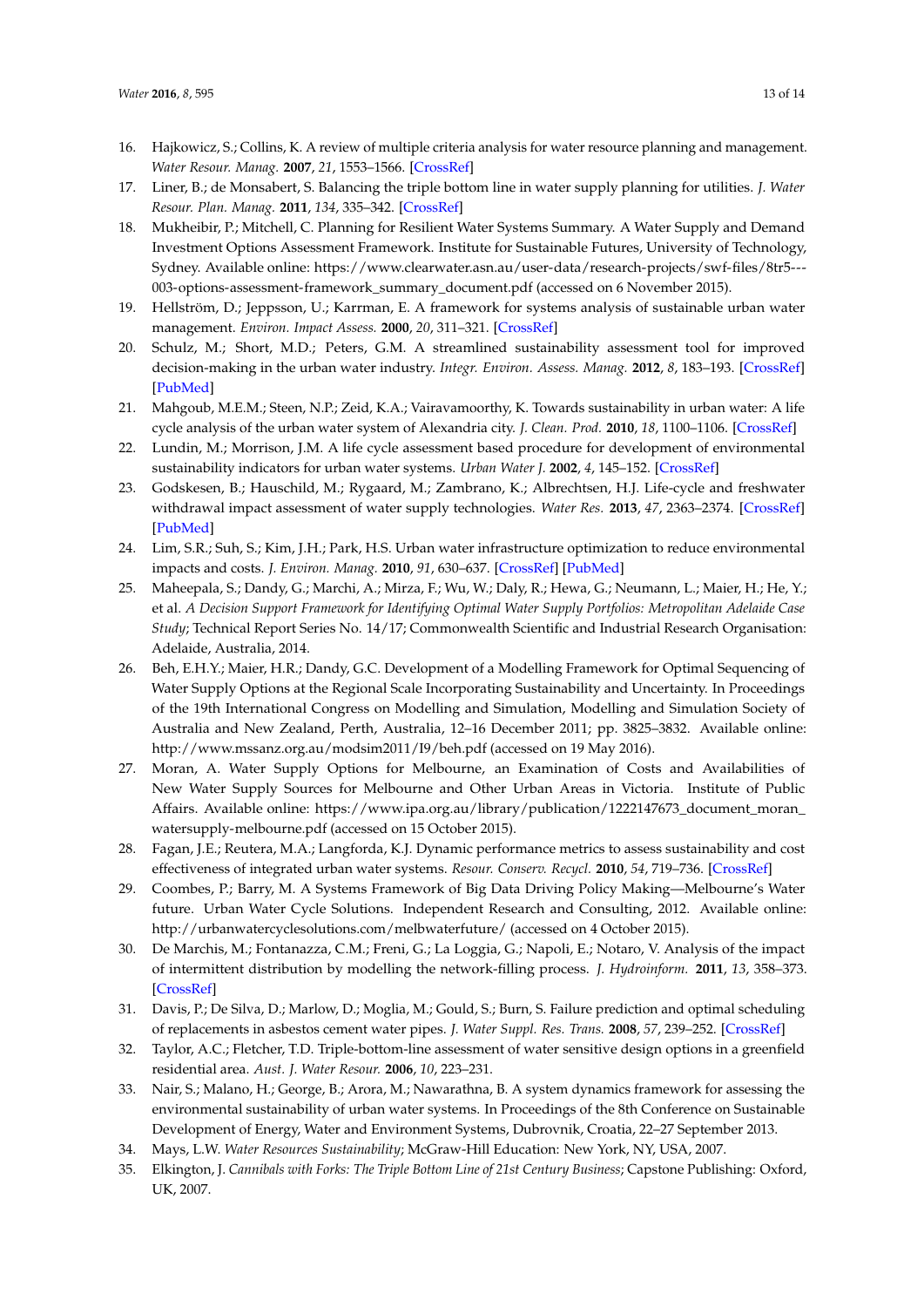16. Hajkowicz, S.; Collins, K. A review of multiple criteria analysis for water resource planning and management. *Water Resour. Manag.* **2007**, *21*, 1553–1566. [CrossRef]
17. Liner, B.; de Monsabert, S. Balancing the triple bottom line in water supply planning for utilities. *J. Water Resour. Plan. Manag.* **2011**, *134*, 335–342. [CrossRef]
18. Mukheibir, P.; Mitchell, C. Planning for Resilient Water Systems Summary. A Water Supply and Demand Investment Options Assessment Framework. Institute for Sustainable Futures, University of Technology, Sydney. Available online: https://www.clearwater.asn.au/user-data/research-projects/swf-files/8tr5---003-options-assessment-framework_summary_document.pdf (accessed on 6 November 2015).
19. Hellström, D.; Jeppsson, U.; Karrman, E. A framework for systems analysis of sustainable urban water management. *Environ. Impact Assess.* **2000**, *20*, 311–321. [CrossRef]
20. Schulz, M.; Short, M.D.; Peters, G.M. A streamlined sustainability assessment tool for improved decision-making in the urban water industry. *Integr. Environ. Assess. Manag.* **2012**, *8*, 183–193. [CrossRef] [PubMed]
21. Mahgoub, M.E.M.; Steen, N.P.; Zeid, K.A.; Vairavamoorthy, K. Towards sustainability in urban water: A life cycle analysis of the urban water system of Alexandria city. *J. Clean. Prod.* **2010**, *18*, 1100–1106. [CrossRef]
22. Lundin, M.; Morrison, J.M. A life cycle assessment based procedure for development of environmental sustainability indicators for urban water systems. *Urban Water J.* **2002**, *4*, 145–152. [CrossRef]
23. Godskesen, B.; Hauschild, M.; Rygaard, M.; Zambrano, K.; Albrechtsen, H.J. Life-cycle and freshwater withdrawal impact assessment of water supply technologies. *Water Res.* **2013**, *47*, 2363–2374. [CrossRef] [PubMed]
24. Lim, S.R.; Suh, S.; Kim, J.H.; Park, H.S. Urban water infrastructure optimization to reduce environmental impacts and costs. *J. Environ. Manag.* **2010**, *91*, 630–637. [CrossRef] [PubMed]
25. Maheepala, S.; Dandy, G.; Marchi, A.; Mirza, F.; Wu, W.; Daly, R.; Hewa, G.; Neumann, L.; Maier, H.; He, Y.; et al. *A Decision Support Framework for Identifying Optimal Water Supply Portfolios: Metropolitan Adelaide Case Study*; Technical Report Series No. 14/17; Commonwealth Scientific and Industrial Research Organisation: Adelaide, Australia, 2014.
26. Beh, E.H.Y.; Maier, H.R.; Dandy, G.C. Development of a Modelling Framework for Optimal Sequencing of Water Supply Options at the Regional Scale Incorporating Sustainability and Uncertainty. In Proceedings of the 19th International Congress on Modelling and Simulation, Modelling and Simulation Society of Australia and New Zealand, Perth, Australia, 12–16 December 2011; pp. 3825–3832. Available online: http://www.mssanz.org.au/modsim2011/I9/beh.pdf (accessed on 19 May 2016).
27. Moran, A. Water Supply Options for Melbourne, an Examination of Costs and Availabilities of New Water Supply Sources for Melbourne and Other Urban Areas in Victoria. Institute of Public Affairs. Available online: https://www.ipa.org.au/library/publication/1222147673_document_moran_watersupply-melbourne.pdf (accessed on 15 October 2015).
28. Fagan, J.E.; Reutera, M.A.; Langforda, K.J. Dynamic performance metrics to assess sustainability and cost effectiveness of integrated urban water systems. *Resour. Conserv. Recycl.* **2010**, *54*, 719–736. [CrossRef]
29. Coombes, P.; Barry, M. A Systems Framework of Big Data Driving Policy Making—Melbourne's Water future. Urban Water Cycle Solutions. Independent Research and Consulting, 2012. Available online: http://urbanwatercyclesolutions.com/melbwaterfuture/ (accessed on 4 October 2015).
30. De Marchis, M.; Fontanazza, C.M.; Freni, G.; La Loggia, G.; Napoli, E.; Notaro, V. Analysis of the impact of intermittent distribution by modelling the network-filling process. *J. Hydroinform.* **2011**, *13*, 358–373. [CrossRef]
31. Davis, P.; De Silva, D.; Marlow, D.; Moglia, M.; Gould, S.; Burn, S. Failure prediction and optimal scheduling of replacements in asbestos cement water pipes. *J. Water Suppl. Res. Trans.* **2008**, *57*, 239–252. [CrossRef]
32. Taylor, A.C.; Fletcher, T.D. Triple-bottom-line assessment of water sensitive design options in a greenfield residential area. *Aust. J. Water Resour.* **2006**, *10*, 223–231.
33. Nair, S.; Malano, H.; George, B.; Arora, M.; Nawarathna, B. A system dynamics framework for assessing the environmental sustainability of urban water systems. In Proceedings of the 8th Conference on Sustainable Development of Energy, Water and Environment Systems, Dubrovnik, Croatia, 22–27 September 2013.
34. Mays, L.W. *Water Resources Sustainability*; McGraw-Hill Education: New York, NY, USA, 2007.
35. Elkington, J. *Cannibals with Forks: The Triple Bottom Line of 21st Century Business*; Capstone Publishing: Oxford, UK, 2007.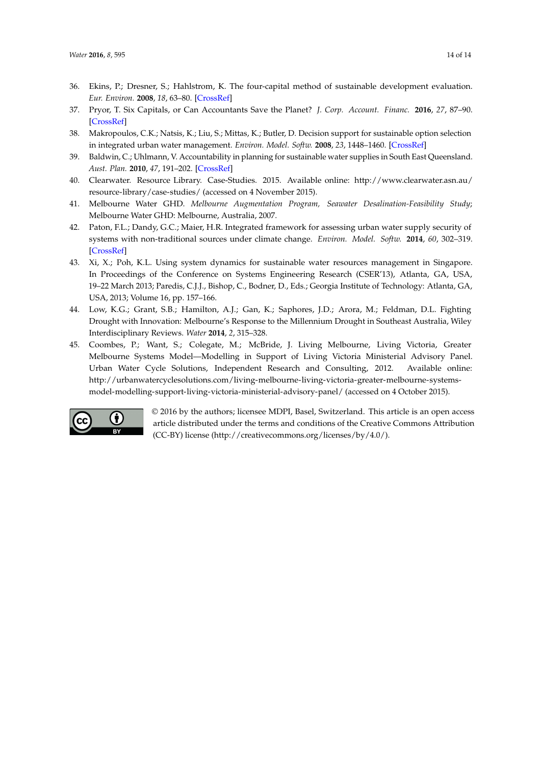36. Ekins, P.; Dresner, S.; Hahlstrom, K. The four-capital method of sustainable development evaluation. *Eur. Environ.* **2008**, *18*, 63–80. [CrossRef]
37. Pryor, T. Six Capitals, or Can Accountants Save the Planet? *J. Corp. Account. Financ.* **2016**, *27*, 87–90. [CrossRef]
38. Makropoulos, C.K.; Natsis, K.; Liu, S.; Mittas, K.; Butler, D. Decision support for sustainable option selection in integrated urban water management. *Environ. Model. Softw.* **2008**, *23*, 1448–1460. [CrossRef]
39. Baldwin, C.; Uhlmann, V. Accountability in planning for sustainable water supplies in South East Queensland. *Aust. Plan.* **2010**, *47*, 191–202. [CrossRef]
40. Clearwater. Resource Library. Case-Studies. 2015. Available online: http://www.clearwater.asn.au/resource-library/case-studies/ (accessed on 4 November 2015).
41. Melbourne Water GHD. *Melbourne Augmentation Program, Seawater Desalination-Feasibility Study*; Melbourne Water GHD: Melbourne, Australia, 2007.
42. Paton, F.L.; Dandy, G.C.; Maier, H.R. Integrated framework for assessing urban water supply security of systems with non-traditional sources under climate change. *Environ. Model. Softw.* **2014**, *60*, 302–319. [CrossRef]
43. Xi, X.; Poh, K.L. Using system dynamics for sustainable water resources management in Singapore. In Proceedings of the Conference on Systems Engineering Research (CSER'13), Atlanta, GA, USA, 19–22 March 2013; Paredis, C.J.J., Bishop, C., Bodner, D., Eds.; Georgia Institute of Technology: Atlanta, GA, USA, 2013; Volume 16, pp. 157–166.
44. Low, K.G.; Grant, S.B.; Hamilton, A.J.; Gan, K.; Saphores, J.D.; Arora, M.; Feldman, D.L. Fighting Drought with Innovation: Melbourne's Response to the Millennium Drought in Southeast Australia, Wiley Interdisciplinary Reviews. *Water* **2014**, *2*, 315–328.
45. Coombes, P.; Want, S.; Colegate, M.; McBride, J. Living Melbourne, Living Victoria, Greater Melbourne Systems Model—Modelling in Support of Living Victoria Ministerial Advisory Panel. Urban Water Cycle Solutions, Independent Research and Consulting, 2012. Available online: http://urbanwatercyclesolutions.com/living-melbourne-living-victoria-greater-melbourne-systems-model-modelling-support-living-victoria-ministerial-advisory-panel/ (accessed on 4 October 2015).

© 2016 by the authors; licensee MDPI, Basel, Switzerland. This article is an open access article distributed under the terms and conditions of the Creative Commons Attribution (CC-BY) license (http://creativecommons.org/licenses/by/4.0/).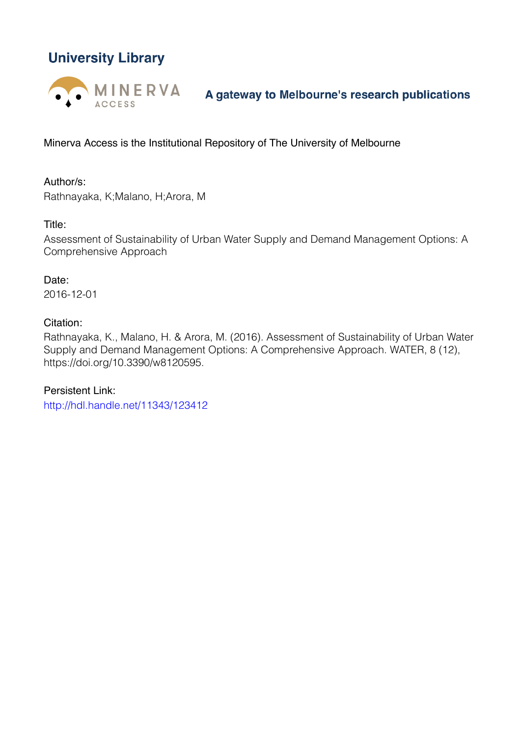# University Library

**MINERVA ACCESS**

**A gateway to Melbourne's research publications**

Minerva Access is the Institutional Repository of The University of Melbourne

Author/s:
Rathnayaka, K;Malano, H;Arora, M

Title:
Assessment of Sustainability of Urban Water Supply and Demand Management Options: A Comprehensive Approach

Date:
2016-12-01

Citation:
Rathnayaka, K., Malano, H. & Arora, M. (2016). Assessment of Sustainability of Urban Water Supply and Demand Management Options: A Comprehensive Approach. WATER, 8 (12), https://doi.org/10.3390/w8120595.

Persistent Link:
http://hdl.handle.net/11343/123412